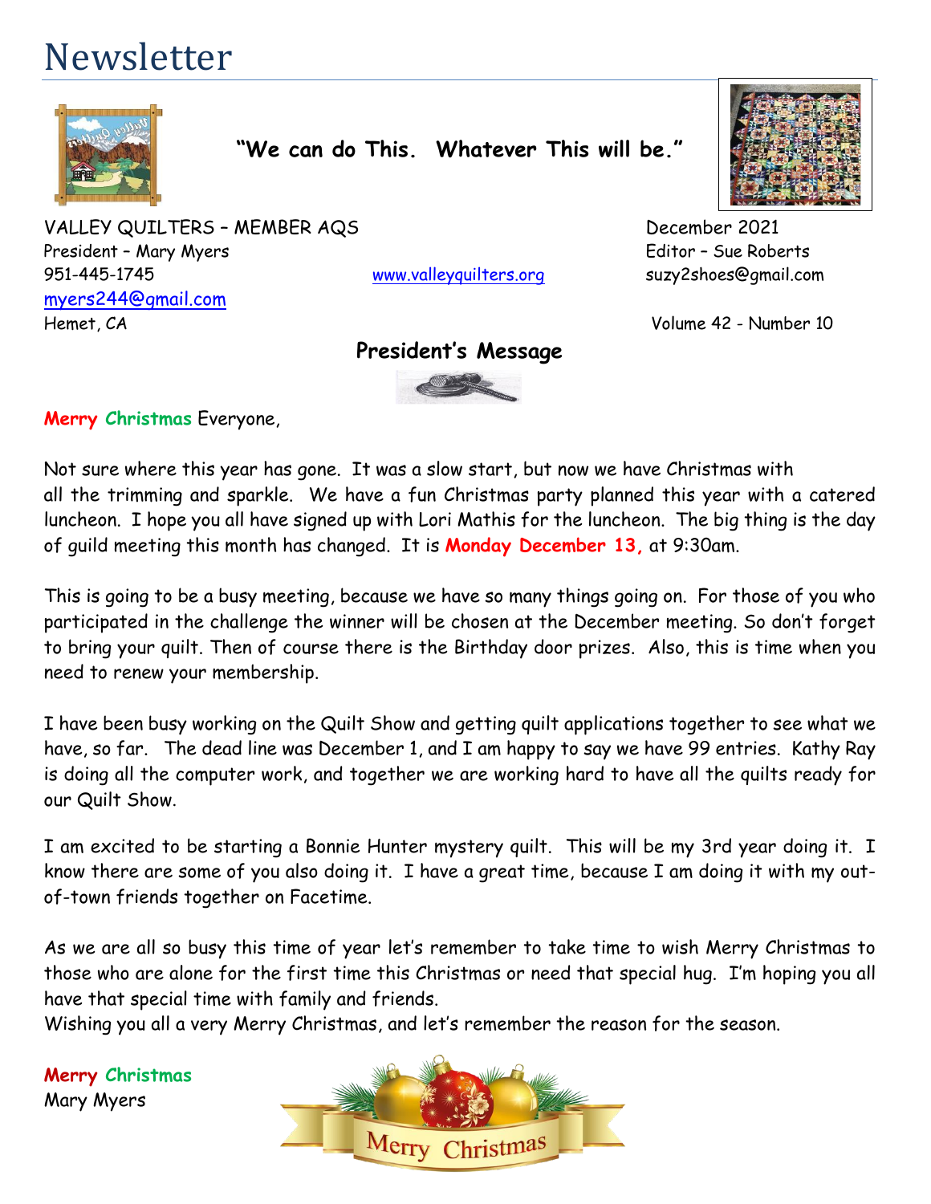# Newsletter

**"We can do This. Whatever This will be."**

VALLEY QUILTERS – MEMBER AQS
President – Mary Myers
951-445-1745
myers244@gmail.com
Hemet, CA

www.valleyquilters.org

December 2021
Editor – Sue Roberts
suzy2shoes@gmail.com

Volume 42 - Number 10

## President's Message

**Merry Christmas** Everyone,

Not sure where this year has gone. It was a slow start, but now we have Christmas with all the trimming and sparkle. We have a fun Christmas party planned this year with a catered luncheon. I hope you all have signed up with Lori Mathis for the luncheon. The big thing is the day of guild meeting this month has changed. It is **Monday December 13,** at 9:30am.

This is going to be a busy meeting, because we have so many things going on. For those of you who participated in the challenge the winner will be chosen at the December meeting. So don't forget to bring your quilt. Then of course there is the Birthday door prizes. Also, this is time when you need to renew your membership.

I have been busy working on the Quilt Show and getting quilt applications together to see what we have, so far. The dead line was December 1, and I am happy to say we have 99 entries. Kathy Ray is doing all the computer work, and together we are working hard to have all the quilts ready for our Quilt Show.

I am excited to be starting a Bonnie Hunter mystery quilt. This will be my 3rd year doing it. I know there are some of you also doing it. I have a great time, because I am doing it with my out-of-town friends together on Facetime.

As we are all so busy this time of year let's remember to take time to wish Merry Christmas to those who are alone for the first time this Christmas or need that special hug. I'm hoping you all have that special time with family and friends.
Wishing you all a very Merry Christmas, and let's remember the reason for the season.

**Merry Christmas**
Mary Myers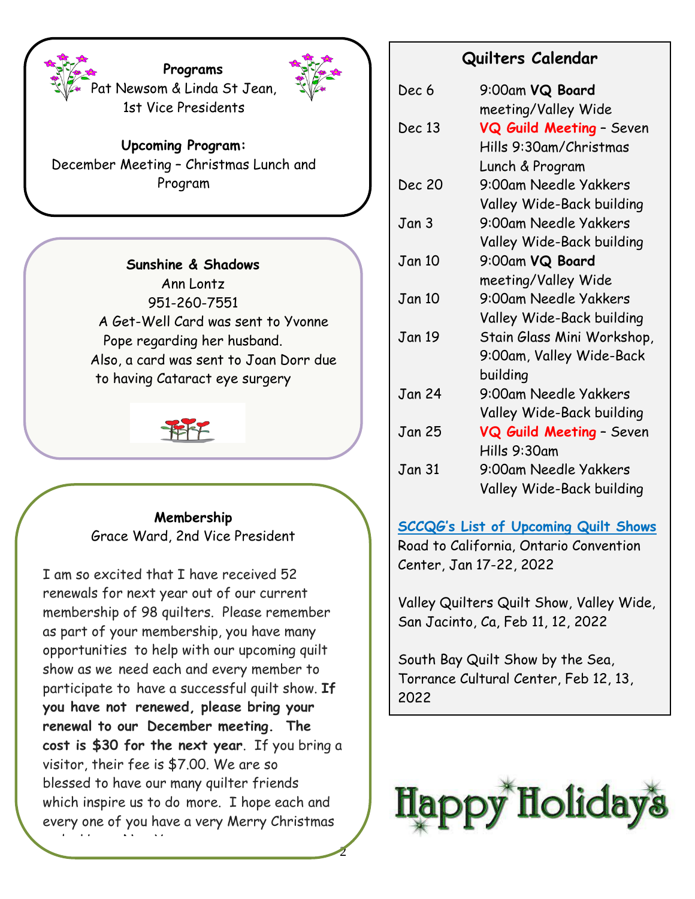### Programs

Pat Newsom & Linda St Jean, 1st Vice Presidents

**Upcoming Program:**
December Meeting – Christmas Lunch and Program

### Sunshine & Shadows

Ann Lontz
951-260-7551

A Get-Well Card was sent to Yvonne Pope regarding her husband.
Also, a card was sent to Joan Dorr due to having Cataract eye surgery

### Membership

Grace Ward, 2nd Vice President

I am so excited that I have received 52 renewals for next year out of our current membership of 98 quilters. Please remember as part of your membership, you have many opportunities to help with our upcoming quilt show as we need each and every member to participate to have a successful quilt show. **If you have not renewed, please bring your renewal to our December meeting. The cost is $30 for the next year**. If you bring a visitor, their fee is $7.00. We are so blessed to have our many quilter friends which inspire us to do more. I hope each and every one of you have a very Merry Christmas and a Happy New Year.

### Quilters Calendar

| Date | Event |
|---|---|
| Dec 6 | 9:00am **VQ Board** meeting/Valley Wide |
| Dec 13 | **VQ Guild Meeting** – Seven Hills 9:30am/Christmas Lunch & Program |
| Dec 20 | 9:00am Needle Yakkers Valley Wide-Back building |
| Jan 3 | 9:00am Needle Yakkers Valley Wide-Back building |
| Jan 10 | 9:00am **VQ Board** meeting/Valley Wide |
| Jan 10 | 9:00am Needle Yakkers Valley Wide-Back building |
| Jan 19 | Stain Glass Mini Workshop, 9:00am, Valley Wide-Back building |
| Jan 24 | 9:00am Needle Yakkers Valley Wide-Back building |
| Jan 25 | **VQ Guild Meeting** – Seven Hills 9:30am |
| Jan 31 | 9:00am Needle Yakkers Valley Wide-Back building |

SCCQG's List of Upcoming Quilt Shows

Road to California, Ontario Convention Center, Jan 17-22, 2022

Valley Quilters Quilt Show, Valley Wide, San Jacinto, Ca, Feb 11, 12, 2022

South Bay Quilt Show by the Sea, Torrance Cultural Center, Feb 12, 13, 2022

Happy Holidays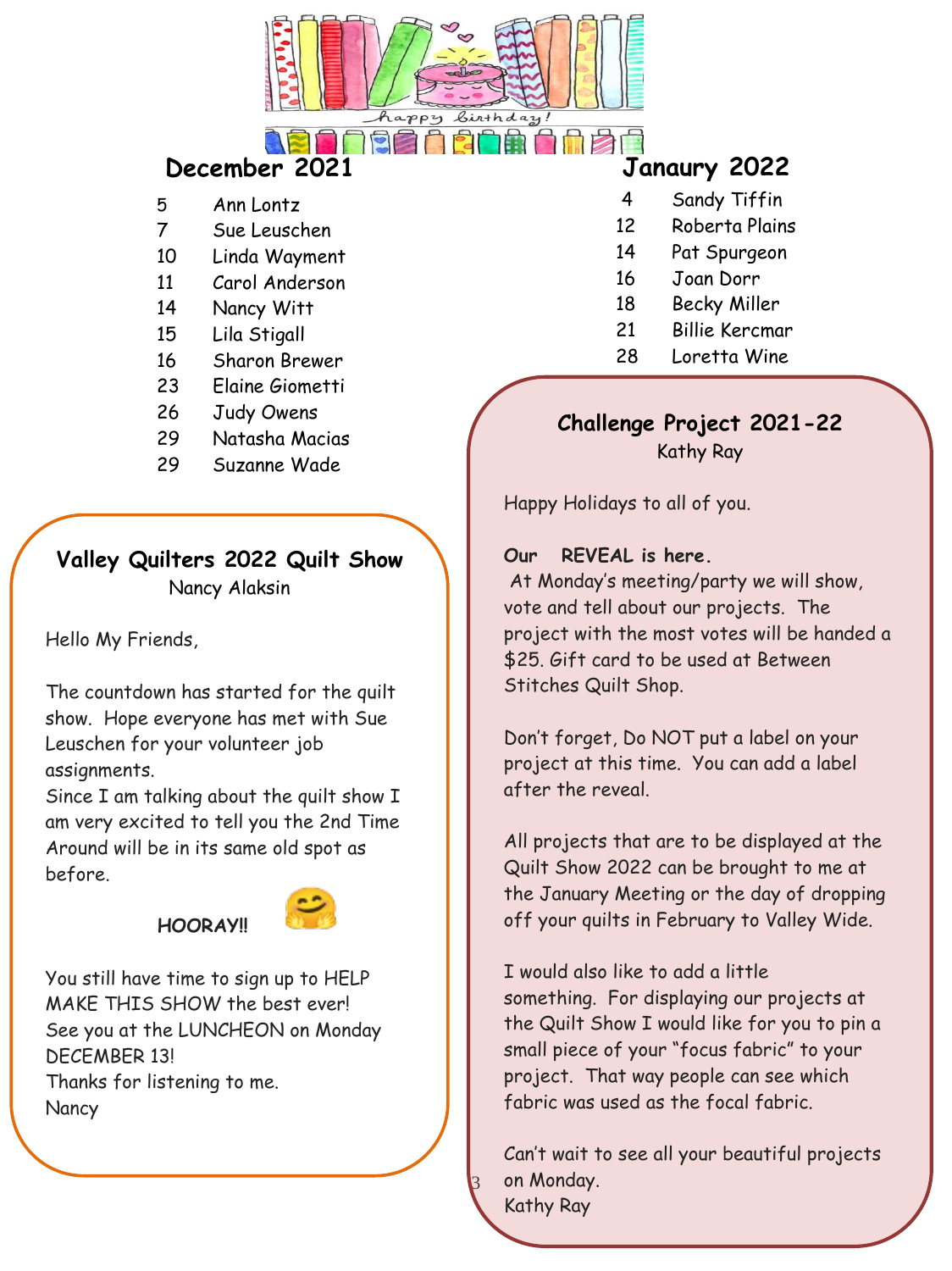happy birthday!

## December 2021

| | |
|---|---|
| 5 | Ann Lontz |
| 7 | Sue Leuschen |
| 10 | Linda Wayment |
| 11 | Carol Anderson |
| 14 | Nancy Witt |
| 15 | Lila Stigall |
| 16 | Sharon Brewer |
| 23 | Elaine Giometti |
| 26 | Judy Owens |
| 29 | Natasha Macias |
| 29 | Suzanne Wade |

## Janaury 2022

| | |
|---|---|
| 4 | Sandy Tiffin |
| 12 | Roberta Plains |
| 14 | Pat Spurgeon |
| 16 | Joan Dorr |
| 18 | Becky Miller |
| 21 | Billie Kercmar |
| 28 | Loretta Wine |

## Valley Quilters 2022 Quilt Show

Nancy Alaksin

Hello My Friends,

The countdown has started for the quilt show. Hope everyone has met with Sue Leuschen for your volunteer job assignments.

Since I am talking about the quilt show I am very excited to tell you the 2nd Time Around will be in its same old spot as before.

**HOORAY!!** 🤗

You still have time to sign up to HELP MAKE THIS SHOW the best ever!

See you at the LUNCHEON on Monday DECEMBER 13!

Thanks for listening to me.

Nancy

## Challenge Project 2021-22

Kathy Ray

Happy Holidays to all of you.

**Our REVEAL is here.**

At Monday's meeting/party we will show, vote and tell about our projects. The project with the most votes will be handed a $25. Gift card to be used at Between Stitches Quilt Shop.

Don't forget, Do NOT put a label on your project at this time. You can add a label after the reveal.

All projects that are to be displayed at the Quilt Show 2022 can be brought to me at the January Meeting or the day of dropping off your quilts in February to Valley Wide.

I would also like to add a little something. For displaying our projects at the Quilt Show I would like for you to pin a small piece of your "focus fabric" to your project. That way people can see which fabric was used as the focal fabric.

Can't wait to see all your beautiful projects on Monday.

Kathy Ray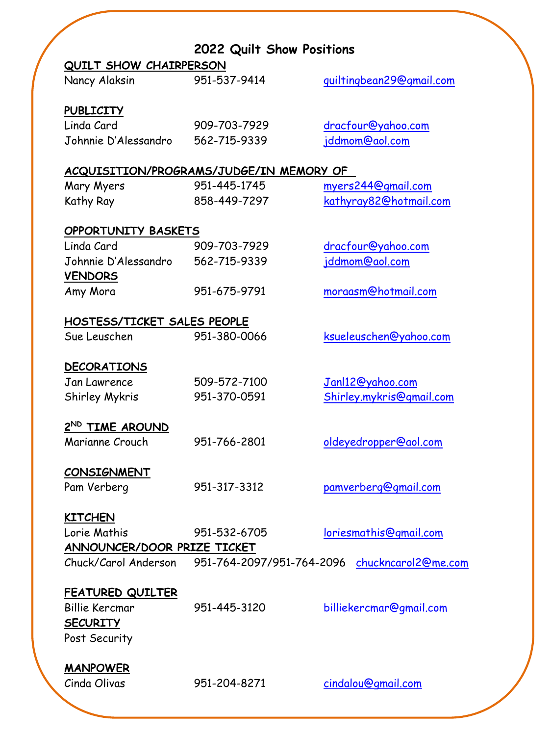# 2022 Quilt Show Positions

**QUILT SHOW CHAIRPERSON**

Nancy Alaksin 951-537-9414 quiltingbean29@gmail.com

**PUBLICITY**

Linda Card 909-703-7929 dracfour@yahoo.com
Johnnie D'Alessandro 562-715-9339 jddmom@aol.com

**ACQUISITION/PROGRAMS/JUDGE/IN MEMORY OF**

Mary Myers 951-445-1745 myers244@gmail.com
Kathy Ray 858-449-7297 kathyray82@hotmail.com

**OPPORTUNITY BASKETS**

Linda Card 909-703-7929 dracfour@yahoo.com
Johnnie D'Alessandro 562-715-9339 jddmom@aol.com

**VENDORS**

Amy Mora 951-675-9791 moraasm@hotmail.com

**HOSTESS/TICKET SALES PEOPLE**

Sue Leuschen 951-380-0066 ksueleuschen@yahoo.com

**DECORATIONS**

Jan Lawrence 509-572-7100 Janl12@yahoo.com
Shirley Mykris 951-370-0591 Shirley.mykris@gmail.com

**2ND TIME AROUND**

Marianne Crouch 951-766-2801 oldeyedropper@aol.com

**CONSIGNMENT**

Pam Verberg 951-317-3312 pamverberg@gmail.com

**KITCHEN**

Lorie Mathis 951-532-6705 loriesmathis@gmail.com

**ANNOUNCER/DOOR PRIZE TICKET**

Chuck/Carol Anderson 951-764-2097/951-764-2096 chuckncarol2@me.com

**FEATURED QUILTER**

Billie Kercmar 951-445-3120 billiekercmar@gmail.com

**SECURITY**

Post Security

**MANPOWER**

Cinda Olivas 951-204-8271 cindalou@gmail.com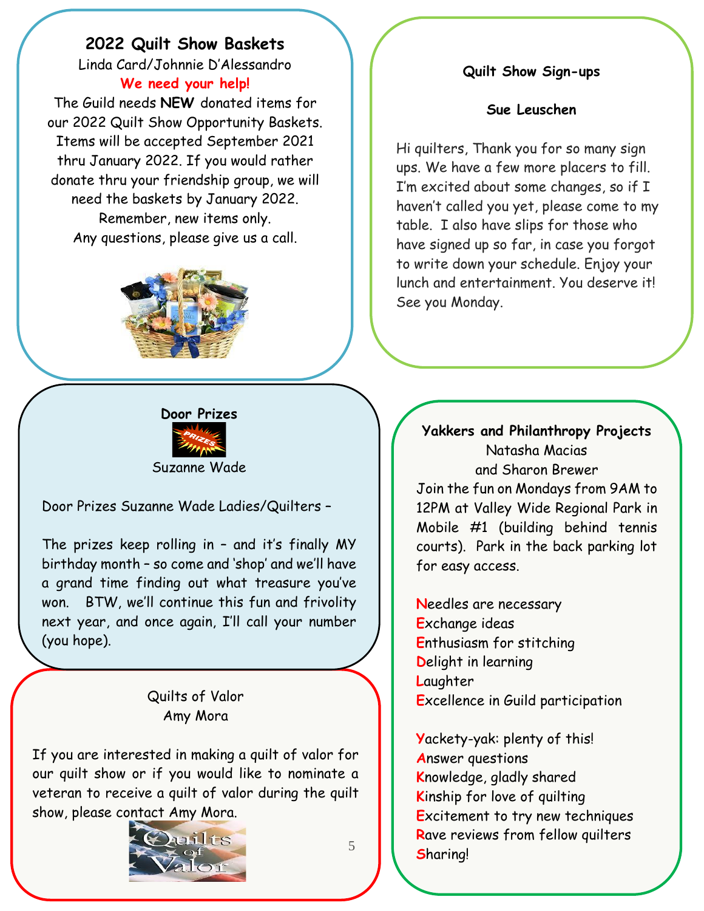## 2022 Quilt Show Baskets

Linda Card/Johnnie D'Alessandro

**We need your help!**

The Guild needs **NEW** donated items for our 2022 Quilt Show Opportunity Baskets. Items will be accepted September 2021 thru January 2022. If you would rather donate thru your friendship group, we will need the baskets by January 2022. Remember, new items only. Any questions, please give us a call.

## Quilt Show Sign-ups

**Sue Leuschen**

Hi quilters, Thank you for so many sign ups. We have a few more placers to fill. I'm excited about some changes, so if I haven't called you yet, please come to my table. I also have slips for those who have signed up so far, in case you forgot to write down your schedule. Enjoy your lunch and entertainment. You deserve it! See you Monday.

## Door Prizes

Suzanne Wade

Door Prizes Suzanne Wade Ladies/Quilters –

The prizes keep rolling in – and it's finally MY birthday month – so come and 'shop' and we'll have a grand time finding out what treasure you've won. BTW, we'll continue this fun and frivolity next year, and once again, I'll call your number (you hope).

## Quilts of Valor

Amy Mora

If you are interested in making a quilt of valor for our quilt show or if you would like to nominate a veteran to receive a quilt of valor during the quilt show, please contact Amy Mora.

## Yakkers and Philanthropy Projects

Natasha Macias and Sharon Brewer

Join the fun on Mondays from 9AM to 12PM at Valley Wide Regional Park in Mobile #1 (building behind tennis courts). Park in the back parking lot for easy access.

**N**eedles are necessary
**E**xchange ideas
**E**nthusiasm for stitching
**D**elight in learning
**L**aughter
**E**xcellence in Guild participation

**Y**ackety-yak: plenty of this!
**A**nswer questions
**K**nowledge, gladly shared
**K**inship for love of quilting
**E**xcitement to try new techniques
**R**ave reviews from fellow quilters
**S**haring!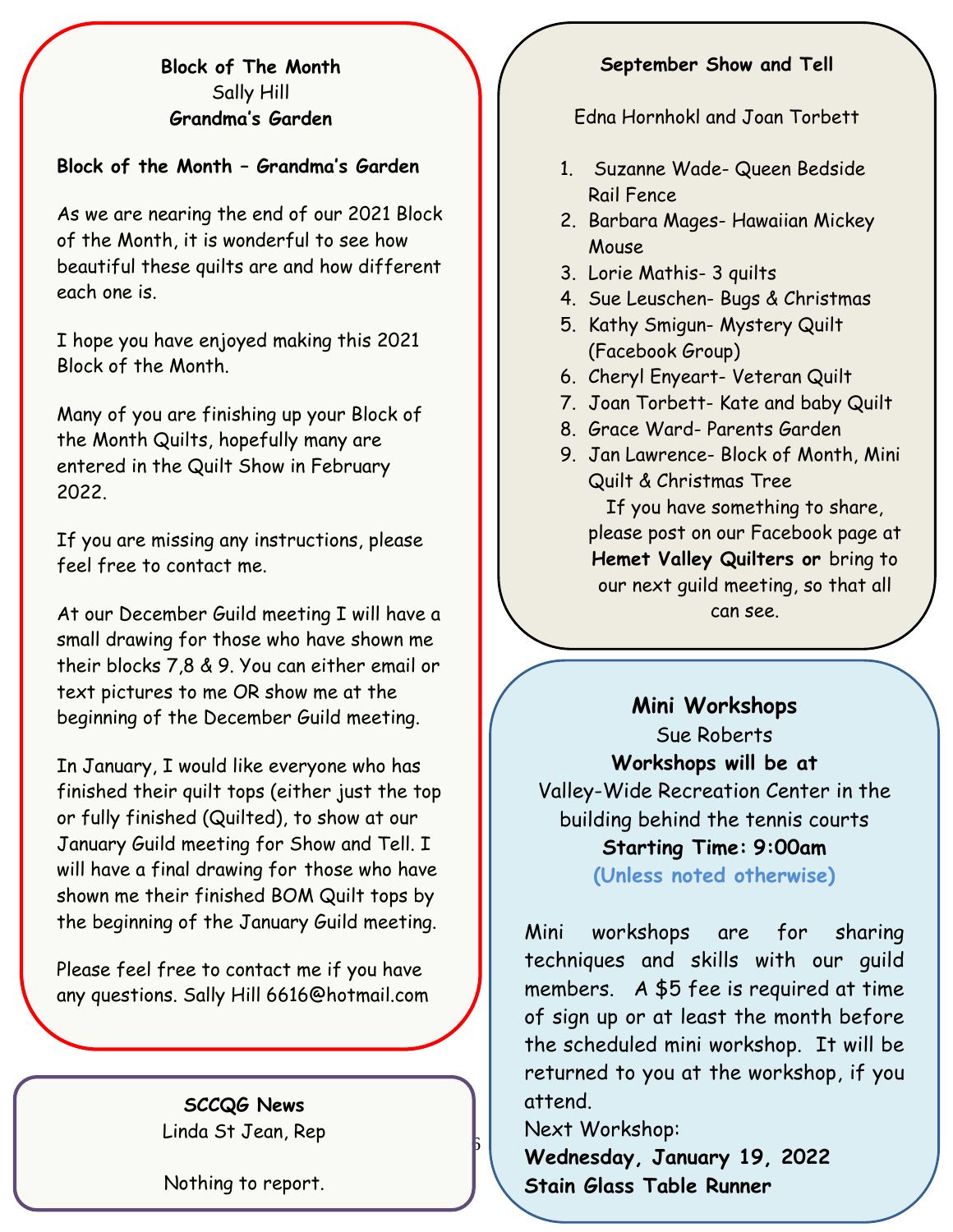## Block of The Month

Sally Hill

**Grandma's Garden**

**Block of the Month – Grandma's Garden**

As we are nearing the end of our 2021 Block of the Month, it is wonderful to see how beautiful these quilts are and how different each one is.

I hope you have enjoyed making this 2021 Block of the Month.

Many of you are finishing up your Block of the Month Quilts, hopefully many are entered in the Quilt Show in February 2022.

If you are missing any instructions, please feel free to contact me.

At our December Guild meeting I will have a small drawing for those who have shown me their blocks 7,8 & 9. You can either email or text pictures to me OR show me at the beginning of the December Guild meeting.

In January, I would like everyone who has finished their quilt tops (either just the top or fully finished (Quilted), to show at our January Guild meeting for Show and Tell. I will have a final drawing for those who have shown me their finished BOM Quilt tops by the beginning of the January Guild meeting.

Please feel free to contact me if you have any questions. Sally Hill 6616@hotmail.com

## SCCQG News

Linda St Jean, Rep

Nothing to report.

## September Show and Tell

Edna Hornhokl and Joan Torbett

1. Suzanne Wade- Queen Bedside Rail Fence
2. Barbara Mages- Hawaiian Mickey Mouse
3. Lorie Mathis- 3 quilts
4. Sue Leuschen- Bugs & Christmas
5. Kathy Smigun- Mystery Quilt (Facebook Group)
6. Cheryl Enyeart- Veteran Quilt
7. Joan Torbett- Kate and baby Quilt
8. Grace Ward- Parents Garden
9. Jan Lawrence- Block of Month, Mini Quilt & Christmas Tree

If you have something to share, please post on our Facebook page at **Hemet Valley Quilters or** bring to our next guild meeting, so that all can see.

## Mini Workshops

Sue Roberts

**Workshops will be at**

Valley-Wide Recreation Center in the building behind the tennis courts

**Starting Time: 9:00am**

**(Unless noted otherwise)**

Mini workshops are for sharing techniques and skills with our guild members. A $5 fee is required at time of sign up or at least the month before the scheduled mini workshop. It will be returned to you at the workshop, if you attend.

Next Workshop:

**Wednesday, January 19, 2022**

**Stain Glass Table Runner**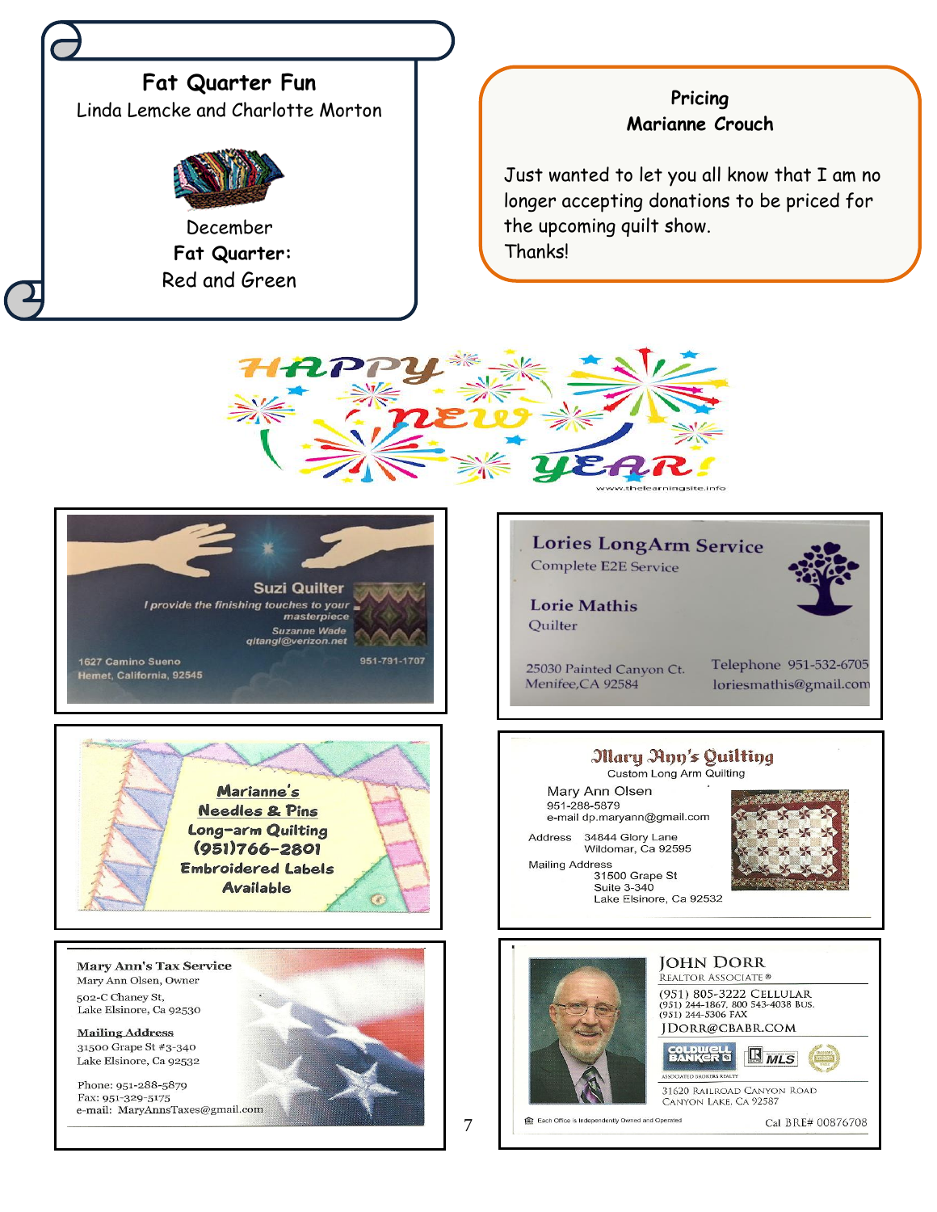## Fat Quarter Fun

Linda Lemcke and Charlotte Morton

December
**Fat Quarter:**
Red and Green

## Pricing
**Marianne Crouch**

Just wanted to let you all know that I am no longer accepting donations to be priced for the upcoming quilt show.
Thanks!

HAPPY NEW YEAR!

www.thelearningsite.info

---

**Suzi Quilter**
*I provide the finishing touches to your masterpiece*
Suzanne Wade
qitangl@verizon.net
1627 Camino Sueno
Hemet, California, 92545
951-791-1707

---

**Lories LongArm Service**
Complete E2E Service

**Lorie Mathis**
Quilter

25030 Painted Canyon Ct.
Menifee,CA 92584

Telephone 951-532-6705
loriesmathis@gmail.com

---

**Marianne's Needles & Pins**
**Long-arm Quilting**
**(951)766-2801**
**Embroidered Labels Available**

---

**Mary Ann's Quilting**
Custom Long Arm Quilting
Mary Ann Olsen
951-288-5879
e-mail dp.maryann@gmail.com

Address 34844 Glory Lane
Wildomar, Ca 92595

Mailing Address
31500 Grape St
Suite 3-340
Lake Elsinore, Ca 92532

---

**Mary Ann's Tax Service**
Mary Ann Olsen, Owner
502-C Chaney St,
Lake Elsinore, Ca 92530

**Mailing Address**
31500 Grape St #3-340
Lake Elsinore, Ca 92532

Phone: 951-288-5879
Fax: 951-329-5175
e-mail: MaryAnnsTaxes@gmail.com

---

**JOHN DORR**
REALTOR ASSOCIATE®
(951) 805-3222 CELLULAR
(951) 244-1867, 800 543-4038 BUS.
(951) 244-5306 FAX
JDORR@CBABR.COM

COLDWELL BANKER | MLS
ASSOCIATED BROKERS REALTY

31620 RAILROAD CANYON ROAD
CANYON LAKE, CA 92587

Each Office is Independently Owned and Operated
Cal BRE# 00876708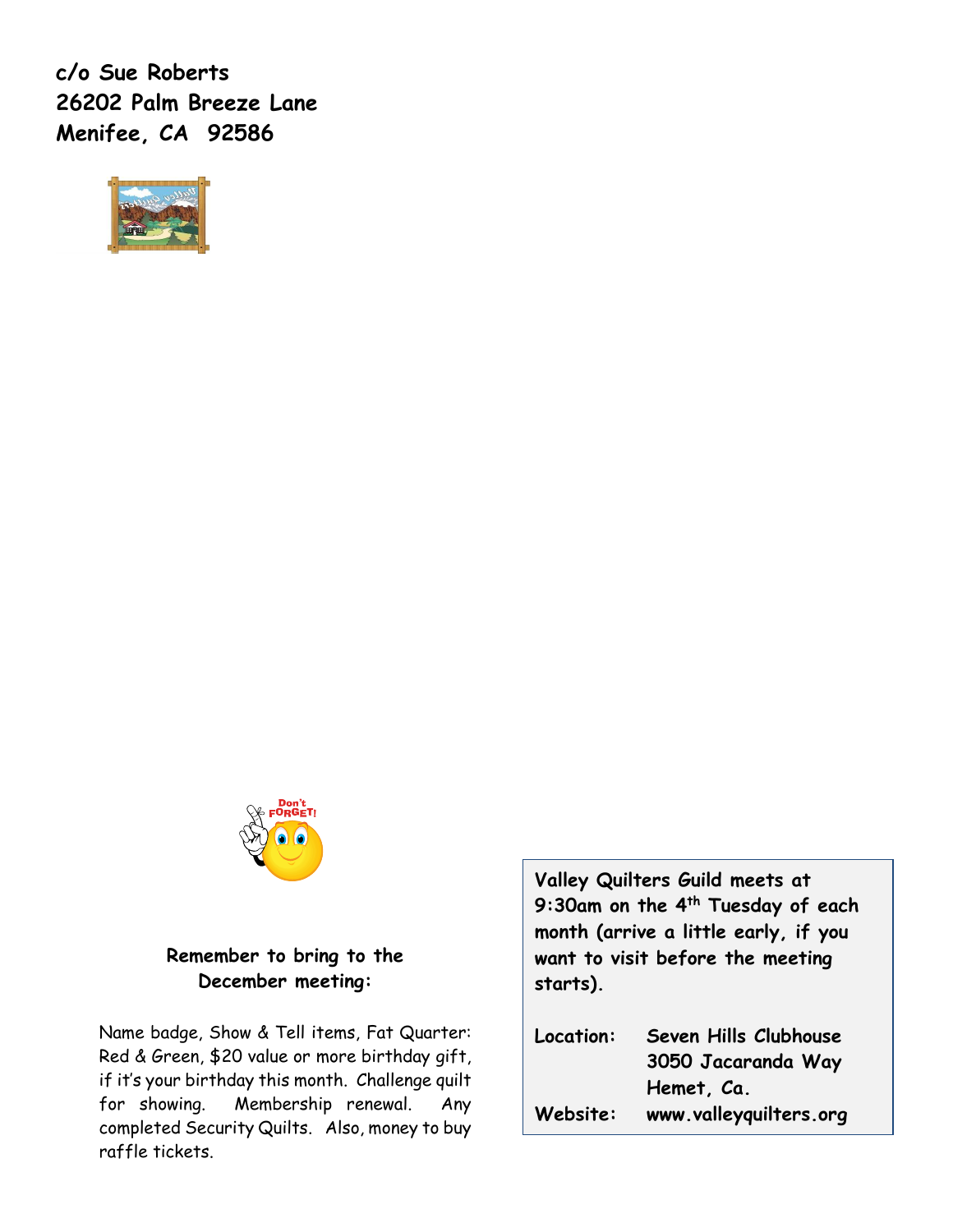**c/o Sue Roberts**
**26202 Palm Breeze Lane**
**Menifee, CA 92586**

**Remember to bring to the December meeting:**

Name badge, Show & Tell items, Fat Quarter: Red & Green, $20 value or more birthday gift, if it's your birthday this month. Challenge quilt for showing. Membership renewal. Any completed Security Quilts. Also, money to buy raffle tickets.

**Valley Quilters Guild meets at 9:30am on the 4th Tuesday of each month (arrive a little early, if you want to visit before the meeting starts).**

**Location:** Seven Hills Clubhouse
3050 Jacaranda Way
Hemet, Ca.

**Website:** www.valleyquilters.org